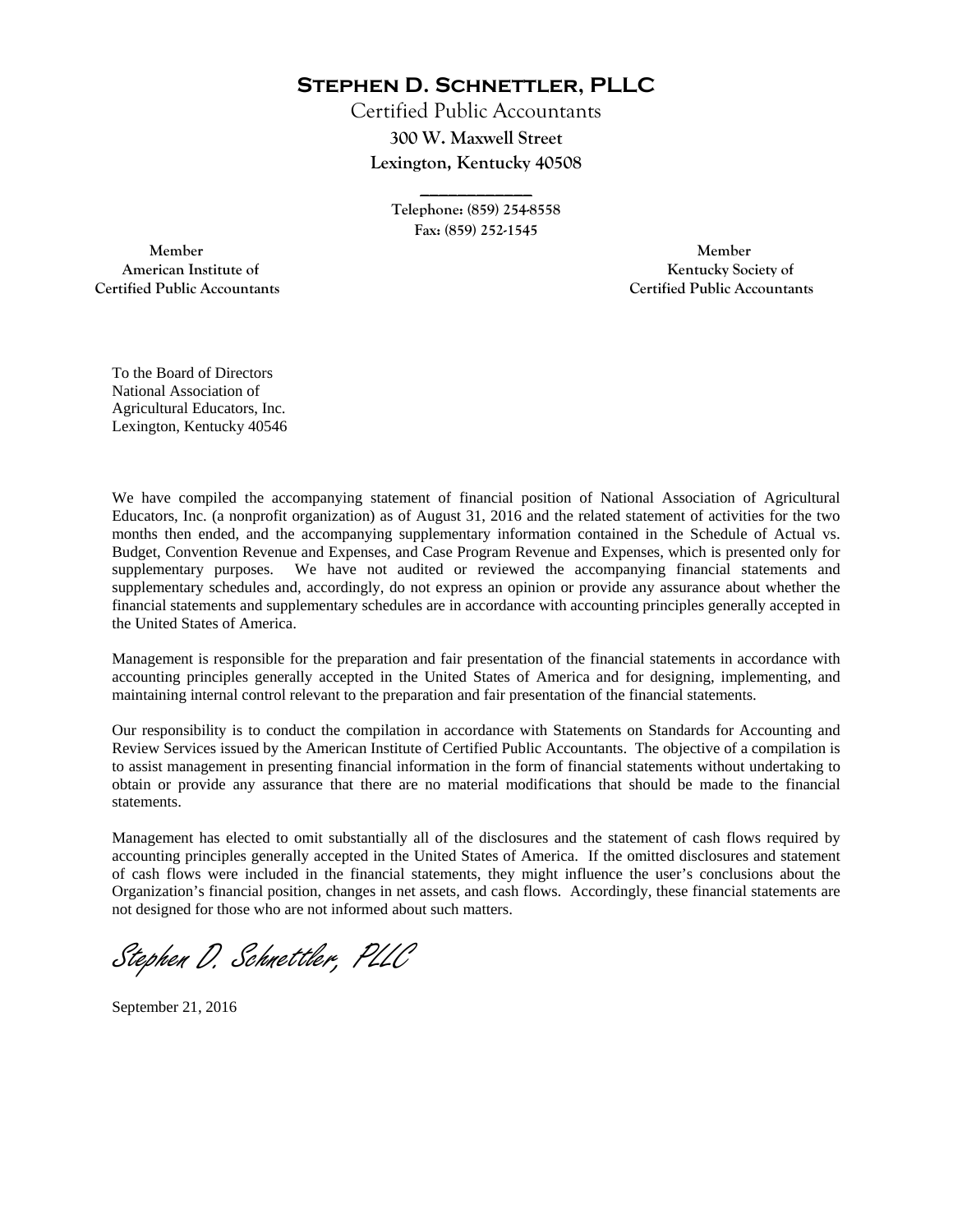# Stephen D. Schnettler, PLLC

Certified Public Accountants

**300 W. Maxwell Street**

**Lexington, Kentucky 40508**

---

Telephone: (859) 254-8558

Fax: (859) 252-1545

Member
American Institute of
Certified Public Accountants

Member
Kentucky Society of
Certified Public Accountants

To the Board of Directors
National Association of
Agricultural Educators, Inc.
Lexington, Kentucky 40546

We have compiled the accompanying statement of financial position of National Association of Agricultural Educators, Inc. (a nonprofit organization) as of August 31, 2016 and the related statement of activities for the two months then ended, and the accompanying supplementary information contained in the Schedule of Actual vs. Budget, Convention Revenue and Expenses, and Case Program Revenue and Expenses, which is presented only for supplementary purposes. We have not audited or reviewed the accompanying financial statements and supplementary schedules and, accordingly, do not express an opinion or provide any assurance about whether the financial statements and supplementary schedules are in accordance with accounting principles generally accepted in the United States of America.

Management is responsible for the preparation and fair presentation of the financial statements in accordance with accounting principles generally accepted in the United States of America and for designing, implementing, and maintaining internal control relevant to the preparation and fair presentation of the financial statements.

Our responsibility is to conduct the compilation in accordance with Statements on Standards for Accounting and Review Services issued by the American Institute of Certified Public Accountants. The objective of a compilation is to assist management in presenting financial information in the form of financial statements without undertaking to obtain or provide any assurance that there are no material modifications that should be made to the financial statements.

Management has elected to omit substantially all of the disclosures and the statement of cash flows required by accounting principles generally accepted in the United States of America. If the omitted disclosures and statement of cash flows were included in the financial statements, they might influence the user's conclusions about the Organization's financial position, changes in net assets, and cash flows. Accordingly, these financial statements are not designed for those who are not informed about such matters.

*Stephen D. Schnettler, PLLC*

September 21, 2016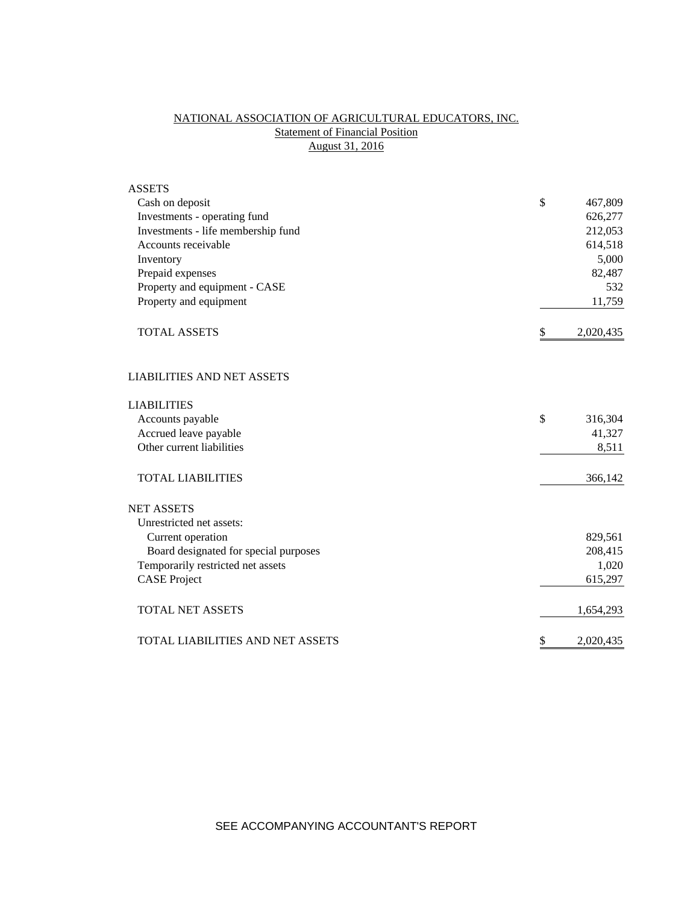# NATIONAL ASSOCIATION OF AGRICULTURAL EDUCATORS, INC.
## Statement of Financial Position
### August 31, 2016

| | | |
|---|---|---|
| **ASSETS** | | |
| Cash on deposit | $ | 467,809 |
| Investments - operating fund | | 626,277 |
| Investments - life membership fund | | 212,053 |
| Accounts receivable | | 614,518 |
| Inventory | | 5,000 |
| Prepaid expenses | | 82,487 |
| Property and equipment - CASE | | 532 |
| Property and equipment | | 11,759 |
| TOTAL ASSETS | $ | 2,020,435 |
| | | |
| **LIABILITIES AND NET ASSETS** | | |
| | | |
| **LIABILITIES** | | |
| Accounts payable | $ | 316,304 |
| Accrued leave payable | | 41,327 |
| Other current liabilities | | 8,511 |
| TOTAL LIABILITIES | | 366,142 |
| | | |
| **NET ASSETS** | | |
| Unrestricted net assets: | | |
| Current operation | | 829,561 |
| Board designated for special purposes | | 208,415 |
| Temporarily restricted net assets | | 1,020 |
| CASE Project | | 615,297 |
| TOTAL NET ASSETS | | 1,654,293 |
| | | |
| TOTAL LIABILITIES AND NET ASSETS | $ | 2,020,435 |

SEE ACCOMPANYING ACCOUNTANT'S REPORT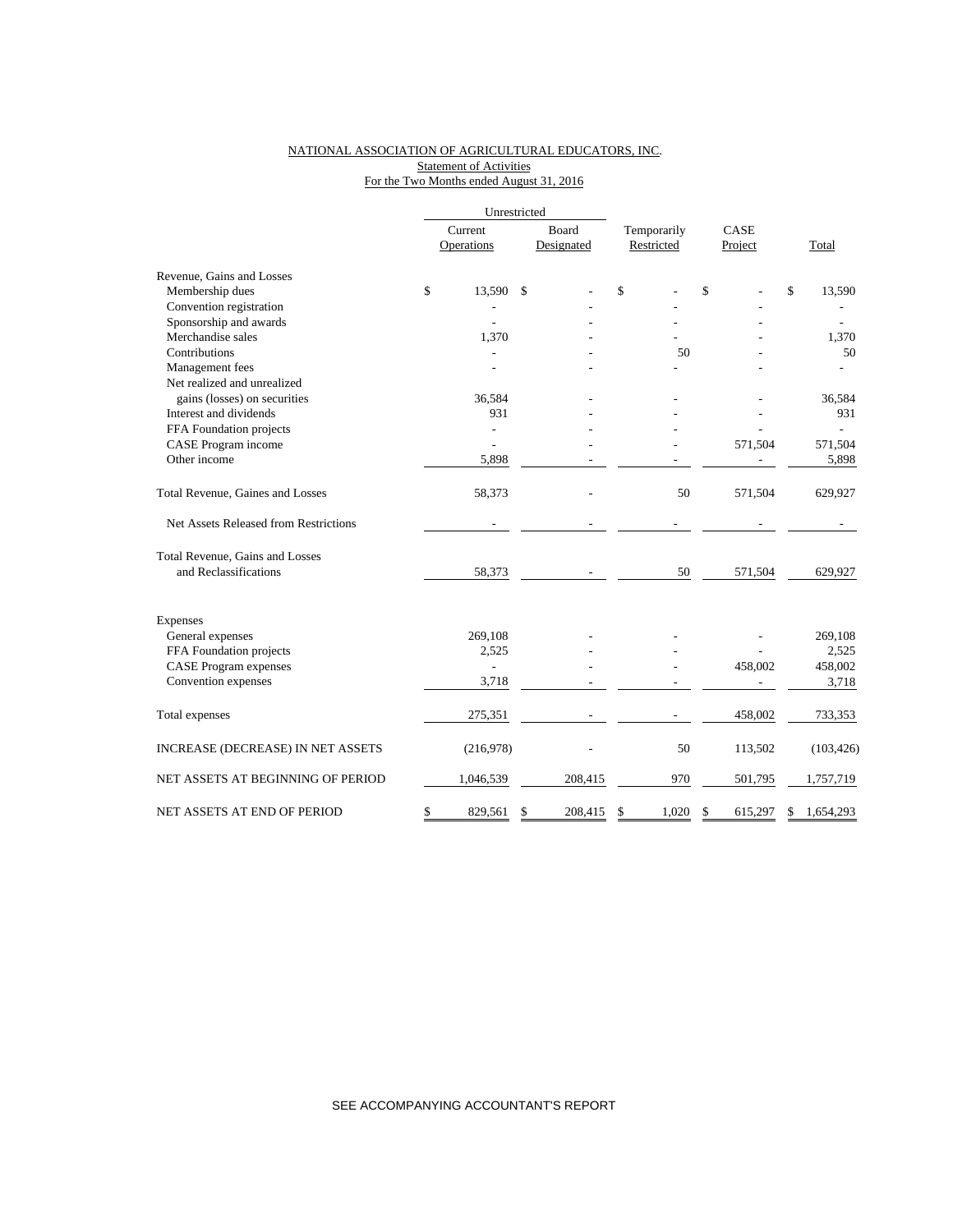NATIONAL ASSOCIATION OF AGRICULTURAL EDUCATORS, INC.
Statement of Activities
For the Two Months ended August 31, 2016

| | Unrestricted | | | | |
|---|---|---|---|---|---|
| | Current Operations | Board Designated | Temporarily Restricted | CASE Project | Total |
| Revenue, Gains and Losses | | | | | |
| Membership dues | $ 13,590 | $ - | $ - | $ - | $ 13,590 |
| Convention registration | - | - | - | - | - |
| Sponsorship and awards | - | - | - | - | - |
| Merchandise sales | 1,370 | - | - | - | 1,370 |
| Contributions | - | - | 50 | - | 50 |
| Management fees | - | - | - | - | - |
| Net realized and unrealized gains (losses) on securities | 36,584 | - | - | - | 36,584 |
| Interest and dividends | 931 | - | - | - | 931 |
| FFA Foundation projects | - | - | - | - | - |
| CASE Program income | - | - | - | 571,504 | 571,504 |
| Other income | 5,898 | - | - | - | 5,898 |
| Total Revenue, Gaines and Losses | 58,373 | - | 50 | 571,504 | 629,927 |
| Net Assets Released from Restrictions | - | - | - | - | - |
| Total Revenue, Gains and Losses and Reclassifications | 58,373 | - | 50 | 571,504 | 629,927 |
| Expenses | | | | | |
| General expenses | 269,108 | - | - | - | 269,108 |
| FFA Foundation projects | 2,525 | - | - | - | 2,525 |
| CASE Program expenses | - | - | - | 458,002 | 458,002 |
| Convention expenses | 3,718 | - | - | - | 3,718 |
| Total expenses | 275,351 | - | - | 458,002 | 733,353 |
| INCREASE (DECREASE) IN NET ASSETS | (216,978) | - | 50 | 113,502 | (103,426) |
| NET ASSETS AT BEGINNING OF PERIOD | 1,046,539 | 208,415 | 970 | 501,795 | 1,757,719 |
| NET ASSETS AT END OF PERIOD | $ 829,561 | $ 208,415 | $ 1,020 | $ 615,297 | $ 1,654,293 |

SEE ACCOMPANYING ACCOUNTANT'S REPORT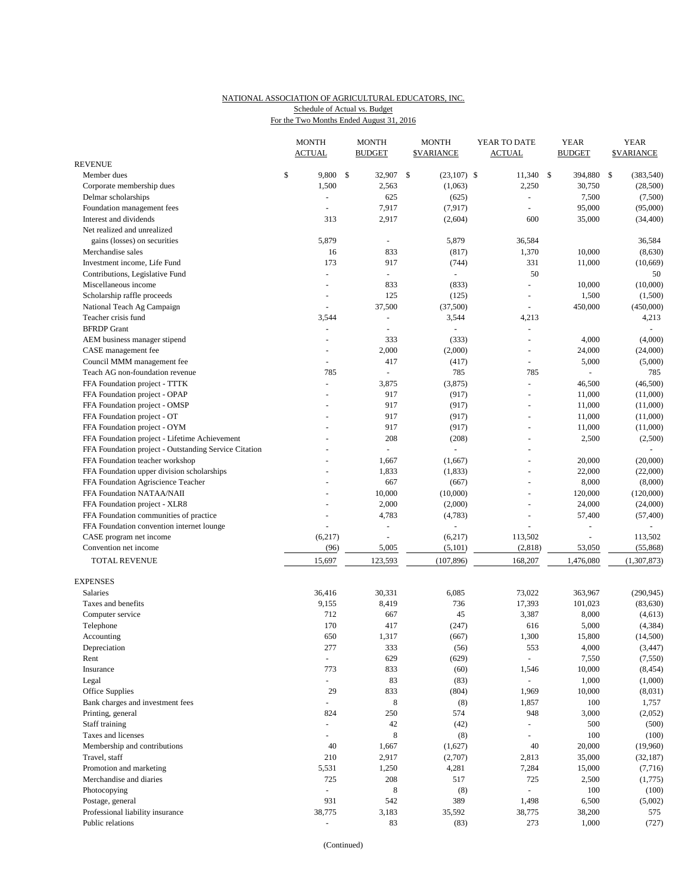NATIONAL ASSOCIATION OF AGRICULTURAL EDUCATORS, INC.
Schedule of Actual vs. Budget
For the Two Months Ended August 31, 2016

| | MONTH ACTUAL | MONTH BUDGET | MONTH $VARIANCE | YEAR TO DATE ACTUAL | YEAR BUDGET | YEAR $VARIANCE |
|---|---|---|---|---|---|---|
| **REVENUE** | | | | | | |
| Member dues | $ 9,800 | $ 32,907 | $ (23,107) | $ 11,340 | $ 394,880 | $ (383,540) |
| Corporate membership dues | 1,500 | 2,563 | (1,063) | 2,250 | 30,750 | (28,500) |
| Delmar scholarships | - | 625 | (625) | - | 7,500 | (7,500) |
| Foundation management fees | - | 7,917 | (7,917) | - | 95,000 | (95,000) |
| Interest and dividends | 313 | 2,917 | (2,604) | 600 | 35,000 | (34,400) |
| Net realized and unrealized gains (losses) on securities | 5,879 | - | 5,879 | 36,584 | | 36,584 |
| Merchandise sales | 16 | 833 | (817) | 1,370 | 10,000 | (8,630) |
| Investment income, Life Fund | 173 | 917 | (744) | 331 | 11,000 | (10,669) |
| Contributions, Legislative Fund | - | - | - | 50 | | 50 |
| Miscellaneous income | - | 833 | (833) | - | 10,000 | (10,000) |
| Scholarship raffle proceeds | - | 125 | (125) | - | 1,500 | (1,500) |
| National Teach Ag Campaign | - | 37,500 | (37,500) | - | 450,000 | (450,000) |
| Teacher crisis fund | 3,544 | - | 3,544 | 4,213 | | 4,213 |
| BFRDP Grant | - | - | - | - | | - |
| AEM business manager stipend | - | 333 | (333) | - | 4,000 | (4,000) |
| CASE management fee | - | 2,000 | (2,000) | - | 24,000 | (24,000) |
| Council MMM management fee | - | 417 | (417) | - | 5,000 | (5,000) |
| Teach AG non-foundation revenue | 785 | - | 785 | 785 | - | 785 |
| FFA Foundation project - TTTK | - | 3,875 | (3,875) | - | 46,500 | (46,500) |
| FFA Foundation project - OPAP | - | 917 | (917) | - | 11,000 | (11,000) |
| FFA Foundation project - OMSP | - | 917 | (917) | - | 11,000 | (11,000) |
| FFA Foundation project - OT | - | 917 | (917) | - | 11,000 | (11,000) |
| FFA Foundation project - OYM | - | 917 | (917) | - | 11,000 | (11,000) |
| FFA Foundation project - Lifetime Achievement | - | 208 | (208) | - | 2,500 | (2,500) |
| FFA Foundation project - Outstanding Service Citation | - | - | - | - | | - |
| FFA Foundation teacher workshop | - | 1,667 | (1,667) | - | 20,000 | (20,000) |
| FFA Foundation upper division scholarships | - | 1,833 | (1,833) | - | 22,000 | (22,000) |
| FFA Foundation Agriscience Teacher | - | 667 | (667) | - | 8,000 | (8,000) |
| FFA Foundation NATAA/NAII | - | 10,000 | (10,000) | - | 120,000 | (120,000) |
| FFA Foundation project - XLR8 | - | 2,000 | (2,000) | - | 24,000 | (24,000) |
| FFA Foundation communities of practice | - | 4,783 | (4,783) | - | 57,400 | (57,400) |
| FFA Foundation convention internet lounge | - | - | - | - | - | - |
| CASE program net income | (6,217) | - | (6,217) | 113,502 | - | 113,502 |
| Convention net income | (96) | 5,005 | (5,101) | (2,818) | 53,050 | (55,868) |
| TOTAL REVENUE | 15,697 | 123,593 | (107,896) | 168,207 | 1,476,080 | (1,307,873) |
| **EXPENSES** | | | | | | |
| Salaries | 36,416 | 30,331 | 6,085 | 73,022 | 363,967 | (290,945) |
| Taxes and benefits | 9,155 | 8,419 | 736 | 17,393 | 101,023 | (83,630) |
| Computer service | 712 | 667 | 45 | 3,387 | 8,000 | (4,613) |
| Telephone | 170 | 417 | (247) | 616 | 5,000 | (4,384) |
| Accounting | 650 | 1,317 | (667) | 1,300 | 15,800 | (14,500) |
| Depreciation | 277 | 333 | (56) | 553 | 4,000 | (3,447) |
| Rent | - | 629 | (629) | - | 7,550 | (7,550) |
| Insurance | 773 | 833 | (60) | 1,546 | 10,000 | (8,454) |
| Legal | - | 83 | (83) | - | 1,000 | (1,000) |
| Office Supplies | 29 | 833 | (804) | 1,969 | 10,000 | (8,031) |
| Bank charges and investment fees | - | 8 | (8) | 1,857 | 100 | 1,757 |
| Printing, general | 824 | 250 | 574 | 948 | 3,000 | (2,052) |
| Staff training | - | 42 | (42) | - | 500 | (500) |
| Taxes and licenses | - | 8 | (8) | - | 100 | (100) |
| Membership and contributions | 40 | 1,667 | (1,627) | 40 | 20,000 | (19,960) |
| Travel, staff | 210 | 2,917 | (2,707) | 2,813 | 35,000 | (32,187) |
| Promotion and marketing | 5,531 | 1,250 | 4,281 | 7,284 | 15,000 | (7,716) |
| Merchandise and diaries | 725 | 208 | 517 | 725 | 2,500 | (1,775) |
| Photocopying | - | 8 | (8) | - | 100 | (100) |
| Postage, general | 931 | 542 | 389 | 1,498 | 6,500 | (5,002) |
| Professional liability insurance | 38,775 | 3,183 | 35,592 | 38,775 | 38,200 | 575 |
| Public relations | - | 83 | (83) | 273 | 1,000 | (727) |

(Continued)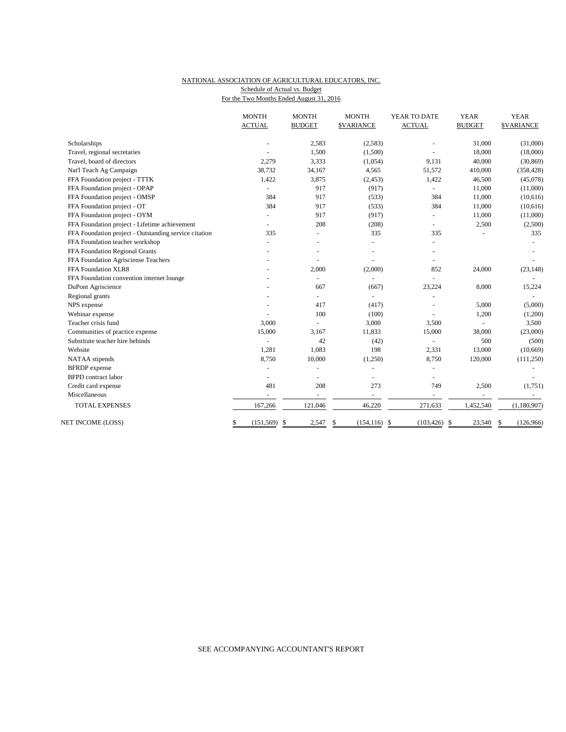NATIONAL ASSOCIATION OF AGRICULTURAL EDUCATORS, INC.
Schedule of Actual vs. Budget
For the Two Months Ended August 31, 2016

| | MONTH ACTUAL | MONTH BUDGET | MONTH $VARIANCE | YEAR TO DATE ACTUAL | YEAR BUDGET | YEAR $VARIANCE |
|---|---|---|---|---|---|---|
| Scholarships | - | 2,583 | (2,583) | - | 31,000 | (31,000) |
| Travel, regional secretaries | - | 1,500 | (1,500) | - | 18,000 | (18,000) |
| Travel, board of directors | 2,279 | 3,333 | (1,054) | 9,131 | 40,000 | (30,869) |
| Nat'l Teach Ag Campaign | 38,732 | 34,167 | 4,565 | 51,572 | 410,000 | (358,428) |
| FFA Foundation project - TTTK | 1,422 | 3,875 | (2,453) | 1,422 | 46,500 | (45,078) |
| FFA Foundation project - OPAP | - | 917 | (917) | - | 11,000 | (11,000) |
| FFA Foundation project - OMSP | 384 | 917 | (533) | 384 | 11,000 | (10,616) |
| FFA Foundation project - OT | 384 | 917 | (533) | 384 | 11,000 | (10,616) |
| FFA Foundation project - OYM | - | 917 | (917) | - | 11,000 | (11,000) |
| FFA Foundation project - Lifetime achievement | - | 208 | (208) | - | 2,500 | (2,500) |
| FFA Foundation project - Outstanding service citation | 335 | - | 335 | 335 | - | 335 |
| FFA Foundation teacher workshop | - | - | - | - | | - |
| FFA Foundation Regional Grants | - | - | - | - | | - |
| FFA Foundation Agrisciense Teachers | - | - | - | - | | - |
| FFA Foundation XLR8 | - | 2,000 | (2,000) | 852 | 24,000 | (23,148) |
| FFA Foundation convention internet lounge | - | - | - | - | | - |
| DuPont Agriscience | - | 667 | (667) | 23,224 | 8,000 | 15,224 |
| Regional grants | - | - | - | - | | - |
| NPS expense | - | 417 | (417) | - | 5,000 | (5,000) |
| Webinar expense | - | 100 | (100) | - | 1,200 | (1,200) |
| Teacher crisis fund | 3,000 | - | 3,000 | 3,500 | - | 3,500 |
| Communities of practice expense | 15,000 | 3,167 | 11,833 | 15,000 | 38,000 | (23,000) |
| Substitute teacher hire behinds | - | 42 | (42) | - | 500 | (500) |
| Website | 1,281 | 1,083 | 198 | 2,331 | 13,000 | (10,669) |
| NATAA stipends | 8,750 | 10,000 | (1,250) | 8,750 | 120,000 | (111,250) |
| BFRDP expense | - | - | - | - | | - |
| BFPD contract labor | - | - | - | - | | - |
| Credit card expense | 481 | 208 | 273 | 749 | 2,500 | (1,751) |
| Miscellaneous | - | - | - | - | - | - |
| TOTAL EXPENSES | 167,266 | 121,046 | 46,220 | 271,633 | 1,452,540 | (1,180,907) |
| NET INCOME (LOSS) | $ (151,569) | $ 2,547 | $ (154,116) | $ (103,426) | $ 23,540 | $ (126,966) |

SEE ACCOMPANYING ACCOUNTANT'S REPORT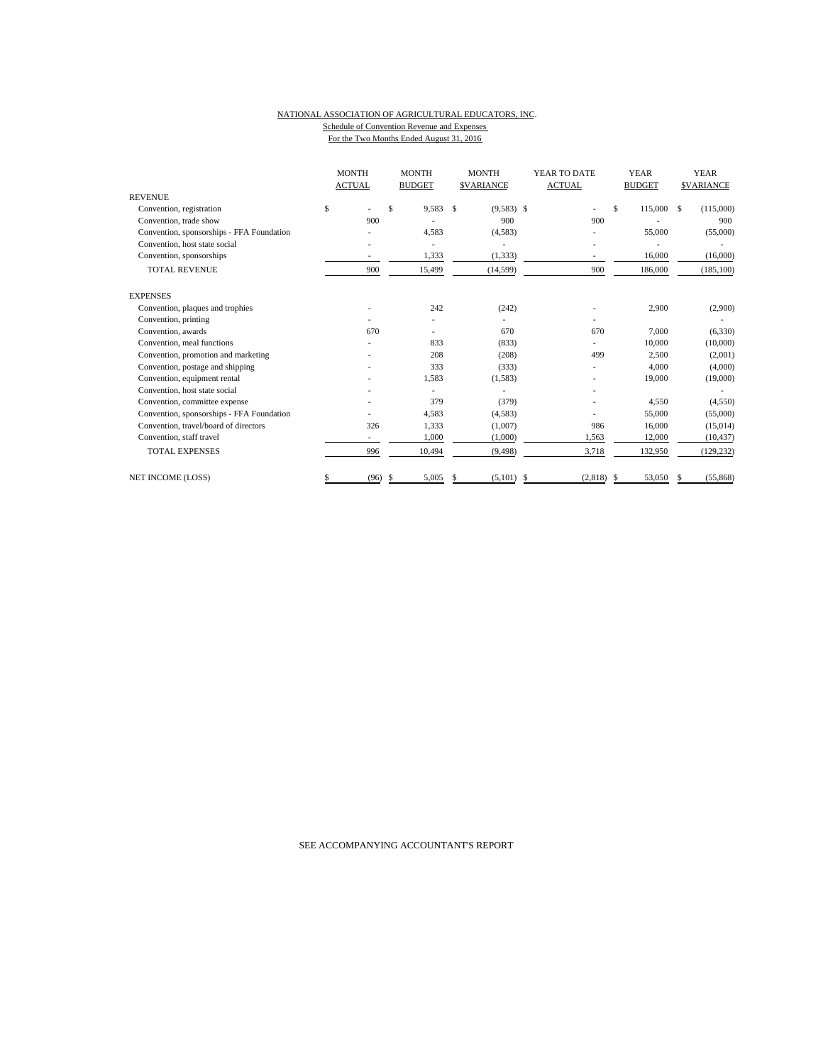NATIONAL ASSOCIATION OF AGRICULTURAL EDUCATORS, INC.

Schedule of Convention Revenue and Expenses

For the Two Months Ended August 31, 2016

| | MONTH ACTUAL | MONTH BUDGET | MONTH $VARIANCE | YEAR TO DATE ACTUAL | YEAR BUDGET | YEAR $VARIANCE |
|---|---|---|---|---|---|---|
| REVENUE | | | | | | |
| Convention, registration | $ - | $ 9,583 | $ (9,583) | $ - | $ 115,000 | $ (115,000) |
| Convention, trade show | 900 | - | 900 | 900 | - | 900 |
| Convention, sponsorships - FFA Foundation | - | 4,583 | (4,583) | - | 55,000 | (55,000) |
| Convention, host state social | - | - | - | - | - | - |
| Convention, sponsorships | - | 1,333 | (1,333) | - | 16,000 | (16,000) |
| TOTAL REVENUE | 900 | 15,499 | (14,599) | 900 | 186,000 | (185,100) |
| EXPENSES | | | | | | |
| Convention, plaques and trophies | - | 242 | (242) | - | 2,900 | (2,900) |
| Convention, printing | - | - | - | - | | - |
| Convention, awards | 670 | - | 670 | 670 | 7,000 | (6,330) |
| Convention, meal functions | - | 833 | (833) | - | 10,000 | (10,000) |
| Convention, promotion and marketing | - | 208 | (208) | 499 | 2,500 | (2,001) |
| Convention, postage and shipping | - | 333 | (333) | - | 4,000 | (4,000) |
| Convention, equipment rental | - | 1,583 | (1,583) | - | 19,000 | (19,000) |
| Convention, host state social | - | - | - | - | | - |
| Convention, committee expense | - | 379 | (379) | - | 4,550 | (4,550) |
| Convention, sponsorships - FFA Foundation | - | 4,583 | (4,583) | - | 55,000 | (55,000) |
| Convention, travel/board of directors | 326 | 1,333 | (1,007) | 986 | 16,000 | (15,014) |
| Convention, staff travel | - | 1,000 | (1,000) | 1,563 | 12,000 | (10,437) |
| TOTAL EXPENSES | 996 | 10,494 | (9,498) | 3,718 | 132,950 | (129,232) |
| NET INCOME (LOSS) | $ (96) | $ 5,005 | $ (5,101) | $ (2,818) | $ 53,050 | $ (55,868) |

SEE ACCOMPANYING ACCOUNTANT'S REPORT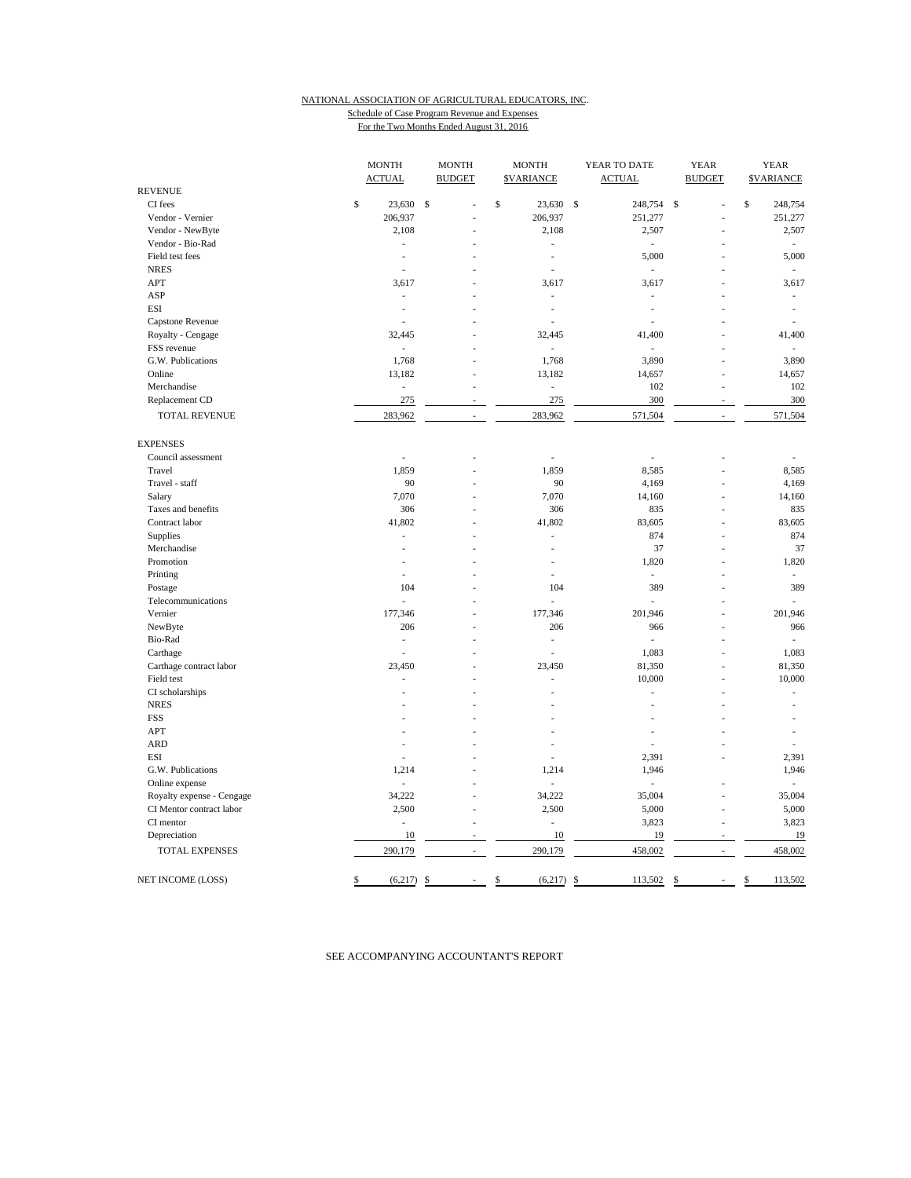NATIONAL ASSOCIATION OF AGRICULTURAL EDUCATORS, INC.

Schedule of Case Program Revenue and Expenses

For the Two Months Ended August 31, 2016

| | MONTH ACTUAL | MONTH BUDGET | MONTH $VARIANCE | YEAR TO DATE ACTUAL | YEAR BUDGET | YEAR $VARIANCE |
|---|---|---|---|---|---|---|
| REVENUE | | | | | | |
| CI fees | $ 23,630 | $ - | $ 23,630 | $ 248,754 | $ - | $ 248,754 |
| Vendor - Vernier | 206,937 | - | 206,937 | 251,277 | - | 251,277 |
| Vendor - NewByte | 2,108 | - | 2,108 | 2,507 | - | 2,507 |
| Vendor - Bio-Rad | - | - | - | - | - | - |
| Field test fees | - | - | - | 5,000 | - | 5,000 |
| NRES | - | - | - | - | - | - |
| APT | 3,617 | - | 3,617 | 3,617 | - | 3,617 |
| ASP | - | - | - | - | - | - |
| ESI | - | - | - | - | - | - |
| Capstone Revenue | - | - | - | - | - | - |
| Royalty - Cengage | 32,445 | - | 32,445 | 41,400 | - | 41,400 |
| FSS revenue | - | - | - | - | - | - |
| G.W. Publications | 1,768 | - | 1,768 | 3,890 | - | 3,890 |
| Online | 13,182 | - | 13,182 | 14,657 | - | 14,657 |
| Merchandise | - | - | - | 102 | - | 102 |
| Replacement CD | 275 | - | 275 | 300 | - | 300 |
| TOTAL REVENUE | 283,962 | - | 283,962 | 571,504 | - | 571,504 |
| EXPENSES | | | | | | |
| Council assessment | - | - | - | - | - | - |
| Travel | 1,859 | - | 1,859 | 8,585 | - | 8,585 |
| Travel - staff | 90 | - | 90 | 4,169 | - | 4,169 |
| Salary | 7,070 | - | 7,070 | 14,160 | - | 14,160 |
| Taxes and benefits | 306 | - | 306 | 835 | - | 835 |
| Contract labor | 41,802 | - | 41,802 | 83,605 | - | 83,605 |
| Supplies | - | - | - | 874 | - | 874 |
| Merchandise | - | - | - | 37 | - | 37 |
| Promotion | - | - | - | 1,820 | - | 1,820 |
| Printing | - | - | - | - | - | - |
| Postage | 104 | - | 104 | 389 | - | 389 |
| Telecommunications | - | - | - | - | - | - |
| Vernier | 177,346 | - | 177,346 | 201,946 | - | 201,946 |
| NewByte | 206 | - | 206 | 966 | - | 966 |
| Bio-Rad | - | - | - | - | - | - |
| Carthage | - | - | - | 1,083 | - | 1,083 |
| Carthage contract labor | 23,450 | - | 23,450 | 81,350 | - | 81,350 |
| Field test | - | - | - | 10,000 | - | 10,000 |
| CI scholarships | - | - | - | - | - | - |
| NRES | - | - | - | - | - | - |
| FSS | - | - | - | - | - | - |
| APT | - | - | - | - | - | - |
| ARD | - | - | - | - | - | - |
| ESI | - | - | - | 2,391 | - | 2,391 |
| G.W. Publications | 1,214 | - | 1,214 | 1,946 | | 1,946 |
| Online expense | - | - | - | - | - | - |
| Royalty expense - Cengage | 34,222 | - | 34,222 | 35,004 | - | 35,004 |
| CI Mentor contract labor | 2,500 | - | 2,500 | 5,000 | - | 5,000 |
| CI mentor | - | - | - | 3,823 | - | 3,823 |
| Depreciation | 10 | - | 10 | 19 | - | 19 |
| TOTAL EXPENSES | 290,179 | - | 290,179 | 458,002 | - | 458,002 |
| NET INCOME (LOSS) | $ (6,217) | $ - | $ (6,217) | $ 113,502 | $ - | $ 113,502 |

SEE ACCOMPANYING ACCOUNTANT'S REPORT